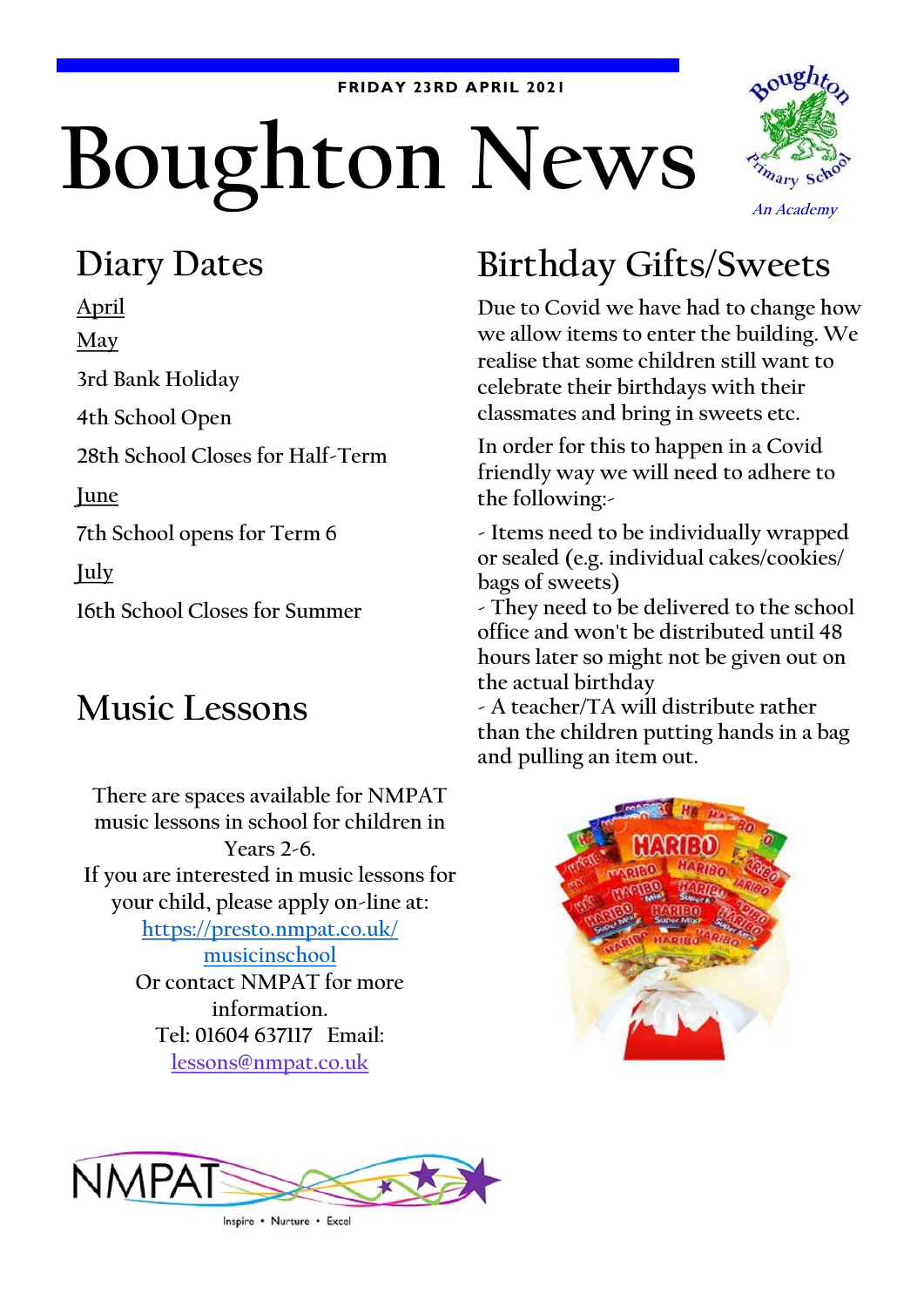FRIDAY 23RD APRIL 2021

# Boughton News

## Diary Dates

April

May

3rd Bank Holiday

4th School Open

28th School Closes for Half-Term

June

7th School opens for Term 6

July

16th School Closes for Summer

## Music Lessons

There are spaces available for NMPAT music lessons in school for children in Years 2-6.
If you are interested in music lessons for your child, please apply on-line at:
https://presto.nmpat.co.uk/musicinschool
Or contact NMPAT for more information.
Tel: 01604 637117 Email: lessons@nmpat.co.uk

## Birthday Gifts/Sweets

Due to Covid we have had to change how we allow items to enter the building. We realise that some children still want to celebrate their birthdays with their classmates and bring in sweets etc.

In order for this to happen in a Covid friendly way we will need to adhere to the following:-

- Items need to be individually wrapped or sealed (e.g. individual cakes/cookies/ bags of sweets)
- They need to be delivered to the school office and won't be distributed until 48 hours later so might not be given out on the actual birthday
- A teacher/TA will distribute rather than the children putting hands in a bag and pulling an item out.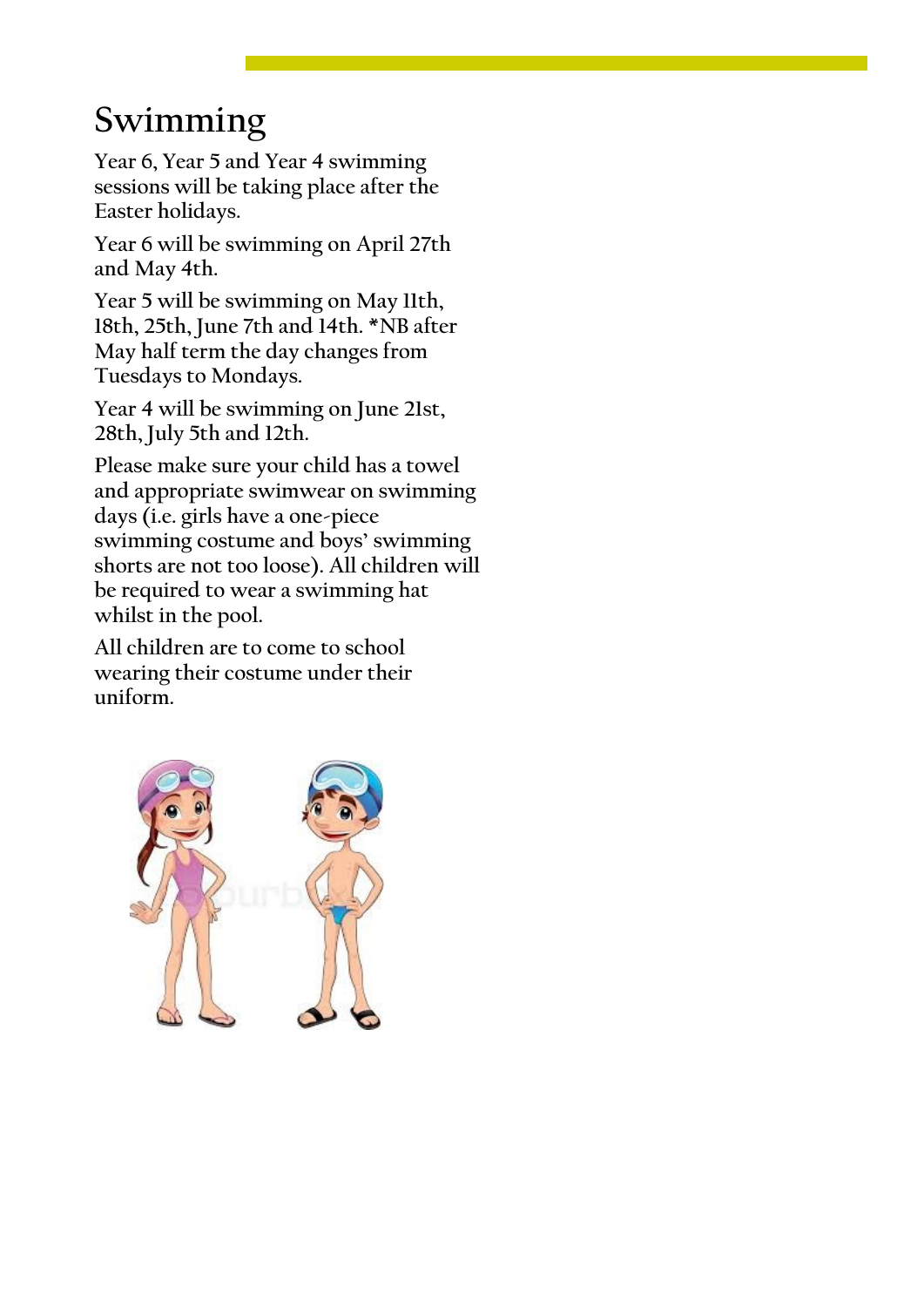# Swimming

Year 6, Year 5 and Year 4 swimming sessions will be taking place after the Easter holidays.

Year 6 will be swimming on April 27th and May 4th.

Year 5 will be swimming on May 11th, 18th, 25th, June 7th and 14th. *NB after May half term the day changes from Tuesdays to Mondays.

Year 4 will be swimming on June 21st, 28th, July 5th and 12th.

Please make sure your child has a towel and appropriate swimwear on swimming days (i.e. girls have a one-piece swimming costume and boys' swimming shorts are not too loose). All children will be required to wear a swimming hat whilst in the pool.

All children are to come to school wearing their costume under their uniform.